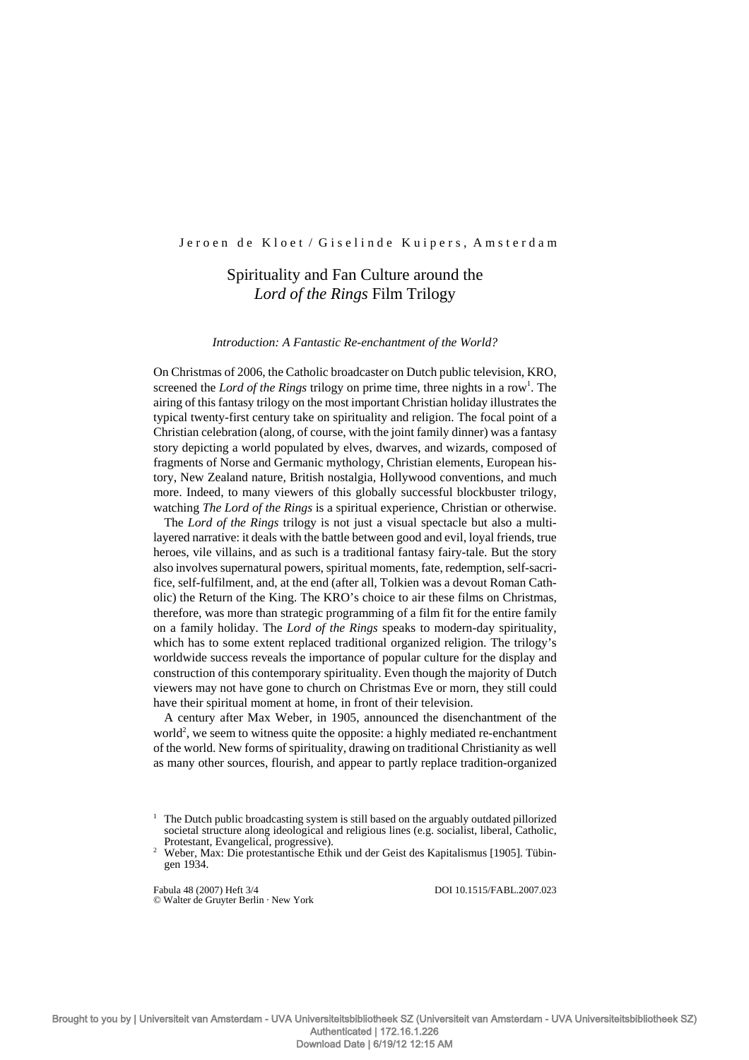Jeroen de Kloet / Giselinde Kuipers, Amsterdam

# Spirituality and Fan Culture around the *Lord of the Rings* Film Trilogy

## *Introduction: A Fantastic Re-enchantment of the World?*

On Christmas of 2006, the Catholic broadcaster on Dutch public television, KRO, screened the *Lord of the Rings* trilogy on prime time, three nights in a row[1]. The airing of this fantasy trilogy on the most important Christian holiday illustrates the typical twenty-first century take on spirituality and religion. The focal point of a Christian celebration (along, of course, with the joint family dinner) was a fantasy story depicting a world populated by elves, dwarves, and wizards, composed of fragments of Norse and Germanic mythology, Christian elements, European history, New Zealand nature, British nostalgia, Hollywood conventions, and much more. Indeed, to many viewers of this globally successful blockbuster trilogy, watching *The Lord of the Rings* is a spiritual experience, Christian or otherwise.

The *Lord of the Rings* trilogy is not just a visual spectacle but also a multi-layered narrative: it deals with the battle between good and evil, loyal friends, true heroes, vile villains, and as such is a traditional fantasy fairy-tale. But the story also involves supernatural powers, spiritual moments, fate, redemption, self-sacrifice, self-fulfilment, and, at the end (after all, Tolkien was a devout Roman Catholic) the Return of the King. The KRO's choice to air these films on Christmas, therefore, was more than strategic programming of a film fit for the entire family on a family holiday. The *Lord of the Rings* speaks to modern-day spirituality, which has to some extent replaced traditional organized religion. The trilogy's worldwide success reveals the importance of popular culture for the display and construction of this contemporary spirituality. Even though the majority of Dutch viewers may not have gone to church on Christmas Eve or morn, they still could have their spiritual moment at home, in front of their television.

A century after Max Weber, in 1905, announced the disenchantment of the world[2], we seem to witness quite the opposite: a highly mediated re-enchantment of the world. New forms of spirituality, drawing on traditional Christianity as well as many other sources, flourish, and appear to partly replace tradition-organized

---

[1] The Dutch public broadcasting system is still based on the arguably outdated pillorized societal structure along ideological and religious lines (e.g. socialist, liberal, Catholic, Protestant, Evangelical, progressive).

[2] Weber, Max: Die protestantische Ethik und der Geist des Kapitalismus [1905]. Tübingen 1934.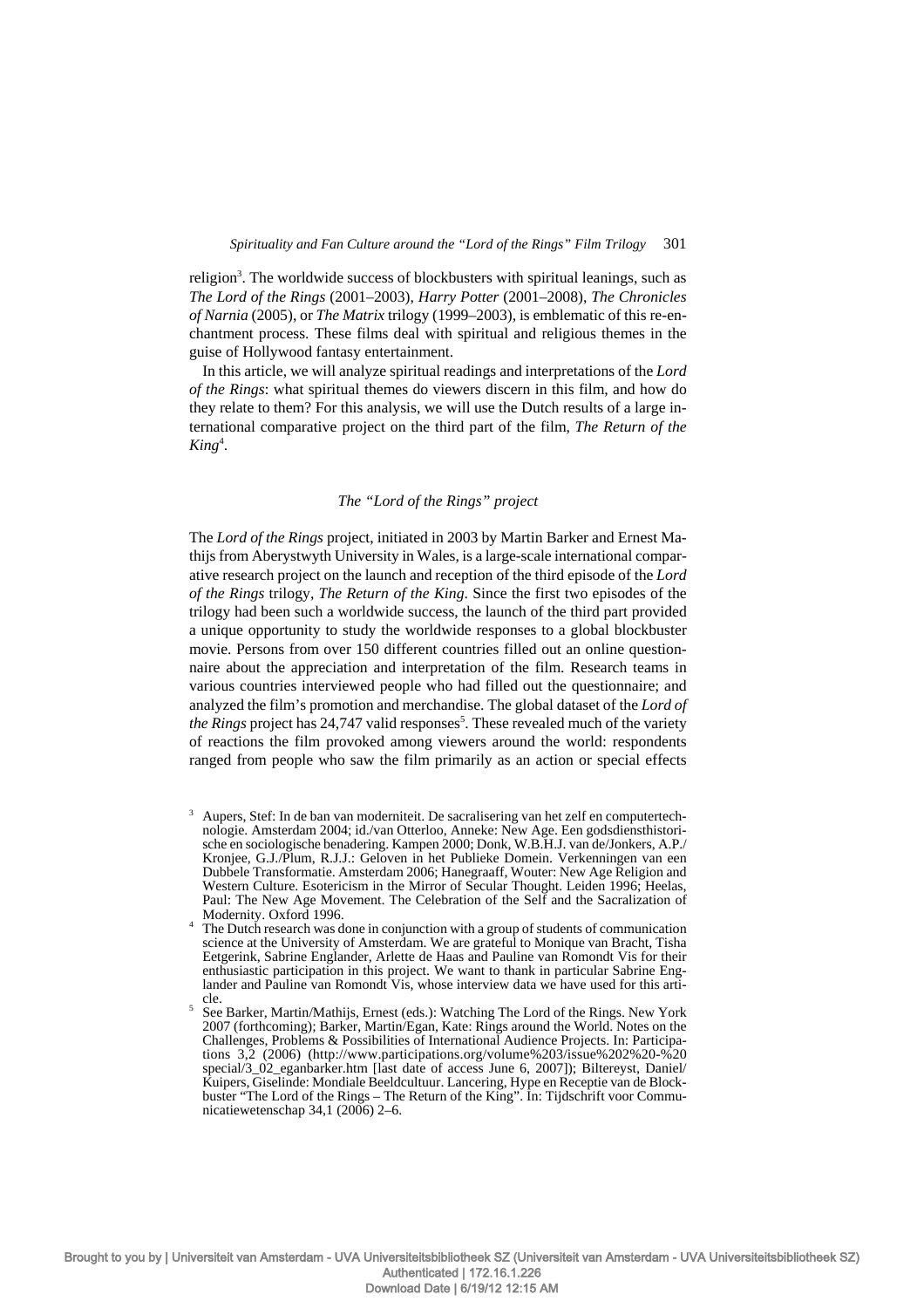religion[3]. The worldwide success of blockbusters with spiritual leanings, such as *The Lord of the Rings* (2001–2003), *Harry Potter* (2001–2008), *The Chronicles of Narnia* (2005), or *The Matrix* trilogy (1999–2003), is emblematic of this re-enchantment process. These films deal with spiritual and religious themes in the guise of Hollywood fantasy entertainment.

In this article, we will analyze spiritual readings and interpretations of the *Lord of the Rings*: what spiritual themes do viewers discern in this film, and how do they relate to them? For this analysis, we will use the Dutch results of a large international comparative project on the third part of the film, *The Return of the King*[4].

### *The "Lord of the Rings" project*

The *Lord of the Rings* project, initiated in 2003 by Martin Barker and Ernest Mathijs from Aberystwyth University in Wales, is a large-scale international comparative research project on the launch and reception of the third episode of the *Lord of the Rings* trilogy, *The Return of the King*. Since the first two episodes of the trilogy had been such a worldwide success, the launch of the third part provided a unique opportunity to study the worldwide responses to a global blockbuster movie. Persons from over 150 different countries filled out an online questionnaire about the appreciation and interpretation of the film. Research teams in various countries interviewed people who had filled out the questionnaire; and analyzed the film's promotion and merchandise. The global dataset of the *Lord of the Rings* project has 24,747 valid responses[5]. These revealed much of the variety of reactions the film provoked among viewers around the world: respondents ranged from people who saw the film primarily as an action or special effects

---

[3] Aupers, Stef: In de ban van moderniteit. De sacralisering van het zelf en computertechnologie. Amsterdam 2004; id./van Otterloo, Anneke: New Age. Een godsdiensthistorische en sociologische benadering. Kampen 2000; Donk, W.B.H.J. van de/Jonkers, A.P./Kronjee, G.J./Plum, R.J.J.: Geloven in het Publieke Domein. Verkenningen van een Dubbele Transformatie. Amsterdam 2006; Hanegraaff, Wouter: New Age Religion and Western Culture. Esotericism in the Mirror of Secular Thought. Leiden 1996; Heelas, Paul: The New Age Movement. The Celebration of the Self and the Sacralization of Modernity. Oxford 1996.

[4] The Dutch research was done in conjunction with a group of students of communication science at the University of Amsterdam. We are grateful to Monique van Bracht, Tisha Eetgerink, Sabrine Englander, Arlette de Haas and Pauline van Romondt Vis for their enthusiastic participation in this project. We want to thank in particular Sabrine Englander and Pauline van Romondt Vis, whose interview data we have used for this article.

[5] See Barker, Martin/Mathijs, Ernest (eds.): Watching The Lord of the Rings. New York 2007 (forthcoming); Barker, Martin/Egan, Kate: Rings around the World. Notes on the Challenges, Problems & Possibilities of International Audience Projects. In: Participations 3,2 (2006) (http://www.participations.org/volume%203/issue%202%20-%20special/3_02_eganbarker.htm [last date of access June 6, 2007]); Biltereyst, Daniel/Kuipers, Giselinde: Mondiale Beeldcultuur. Lancering, Hype en Receptie van de Blockbuster "The Lord of the Rings – The Return of the King". In: Tijdschrift voor Communicatiewetenschap 34,1 (2006) 2–6.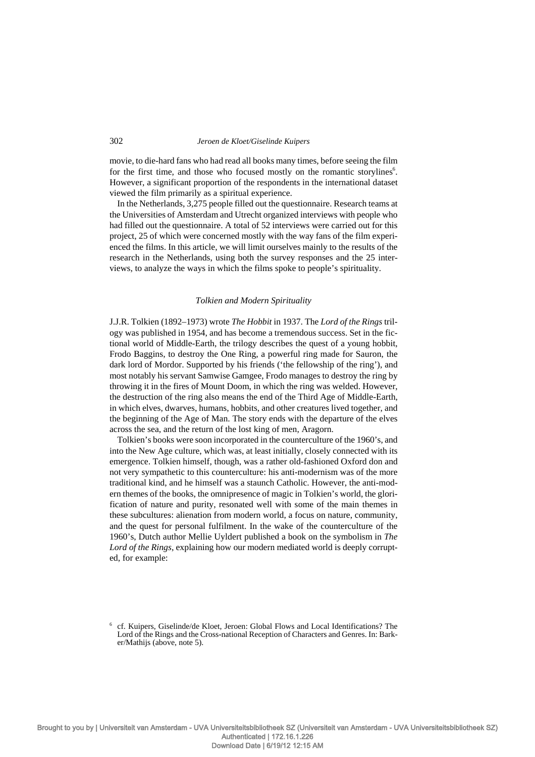movie, to die-hard fans who had read all books many times, before seeing the film for the first time, and those who focused mostly on the romantic storylines[6]. However, a significant proportion of the respondents in the international dataset viewed the film primarily as a spiritual experience.

In the Netherlands, 3,275 people filled out the questionnaire. Research teams at the Universities of Amsterdam and Utrecht organized interviews with people who had filled out the questionnaire. A total of 52 interviews were carried out for this project, 25 of which were concerned mostly with the way fans of the film experienced the films. In this article, we will limit ourselves mainly to the results of the research in the Netherlands, using both the survey responses and the 25 interviews, to analyze the ways in which the films spoke to people's spirituality.

### *Tolkien and Modern Spirituality*

J.J.R. Tolkien (1892–1973) wrote *The Hobbit* in 1937. The *Lord of the Rings* trilogy was published in 1954, and has become a tremendous success. Set in the fictional world of Middle-Earth, the trilogy describes the quest of a young hobbit, Frodo Baggins, to destroy the One Ring, a powerful ring made for Sauron, the dark lord of Mordor. Supported by his friends ('the fellowship of the ring'), and most notably his servant Samwise Gamgee, Frodo manages to destroy the ring by throwing it in the fires of Mount Doom, in which the ring was welded. However, the destruction of the ring also means the end of the Third Age of Middle-Earth, in which elves, dwarves, humans, hobbits, and other creatures lived together, and the beginning of the Age of Man. The story ends with the departure of the elves across the sea, and the return of the lost king of men, Aragorn.

Tolkien's books were soon incorporated in the counterculture of the 1960's, and into the New Age culture, which was, at least initially, closely connected with its emergence. Tolkien himself, though, was a rather old-fashioned Oxford don and not very sympathetic to this counterculture: his anti-modernism was of the more traditional kind, and he himself was a staunch Catholic. However, the anti-modern themes of the books, the omnipresence of magic in Tolkien's world, the glorification of nature and purity, resonated well with some of the main themes in these subcultures: alienation from modern world, a focus on nature, community, and the quest for personal fulfilment. In the wake of the counterculture of the 1960's, Dutch author Mellie Uyldert published a book on the symbolism in *The Lord of the Rings*, explaining how our modern mediated world is deeply corrupted, for example:

[6] cf. Kuipers, Giselinde/de Kloet, Jeroen: Global Flows and Local Identifications? The Lord of the Rings and the Cross-national Reception of Characters and Genres. In: Barker/Mathijs (above, note 5).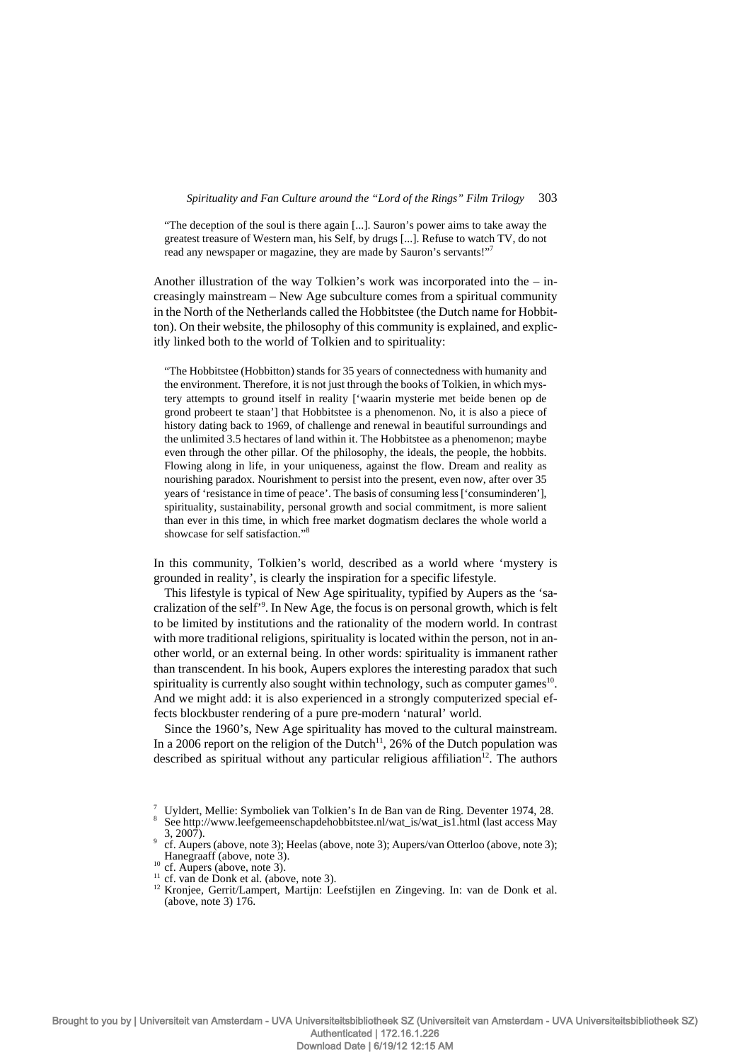> "The deception of the soul is there again [...]. Sauron's power aims to take away the greatest treasure of Western man, his Self, by drugs [...]. Refuse to watch TV, do not read any newspaper or magazine, they are made by Sauron's servants!"[7]

Another illustration of the way Tolkien's work was incorporated into the – increasingly mainstream – New Age subculture comes from a spiritual community in the North of the Netherlands called the Hobbitstee (the Dutch name for Hobbitton). On their website, the philosophy of this community is explained, and explicitly linked both to the world of Tolkien and to spirituality:

> "The Hobbitstee (Hobbitton) stands for 35 years of connectedness with humanity and the environment. Therefore, it is not just through the books of Tolkien, in which mystery attempts to ground itself in reality ['waarin mysterie met beide benen op de grond probeert te staan'] that Hobbitstee is a phenomenon. No, it is also a piece of history dating back to 1969, of challenge and renewal in beautiful surroundings and the unlimited 3.5 hectares of land within it. The Hobbitstee as a phenomenon; maybe even through the other pillar. Of the philosophy, the ideals, the people, the hobbits. Flowing along in life, in your uniqueness, against the flow. Dream and reality as nourishing paradox. Nourishment to persist into the present, even now, after over 35 years of 'resistance in time of peace'. The basis of consuming less ['consuminderen'], spirituality, sustainability, personal growth and social commitment, is more salient than ever in this time, in which free market dogmatism declares the whole world a showcase for self satisfaction."[8]

In this community, Tolkien's world, described as a world where 'mystery is grounded in reality', is clearly the inspiration for a specific lifestyle.

This lifestyle is typical of New Age spirituality, typified by Aupers as the 'sacralization of the self'[9]. In New Age, the focus is on personal growth, which is felt to be limited by institutions and the rationality of the modern world. In contrast with more traditional religions, spirituality is located within the person, not in another world, or an external being. In other words: spirituality is immanent rather than transcendent. In his book, Aupers explores the interesting paradox that such spirituality is currently also sought within technology, such as computer games[10]. And we might add: it is also experienced in a strongly computerized special effects blockbuster rendering of a pure pre-modern 'natural' world.

Since the 1960's, New Age spirituality has moved to the cultural mainstream. In a 2006 report on the religion of the Dutch[11], 26% of the Dutch population was described as spiritual without any particular religious affiliation[12]. The authors

---

[7] Uyldert, Mellie: Symboliek van Tolkien's In de Ban van de Ring. Deventer 1974, 28.

[8] See http://www.leefgemeenschapdehobbitstee.nl/wat_is/wat_is1.html (last access May 3, 2007).

[9] cf. Aupers (above, note 3); Heelas (above, note 3); Aupers/van Otterloo (above, note 3); Hanegraaff (above, note 3).

[10] cf. Aupers (above, note 3).

[11] cf. van de Donk et al. (above, note 3).

[12] Kronjee, Gerrit/Lampert, Martijn: Leefstijlen en Zingeving. In: van de Donk et al. (above, note 3) 176.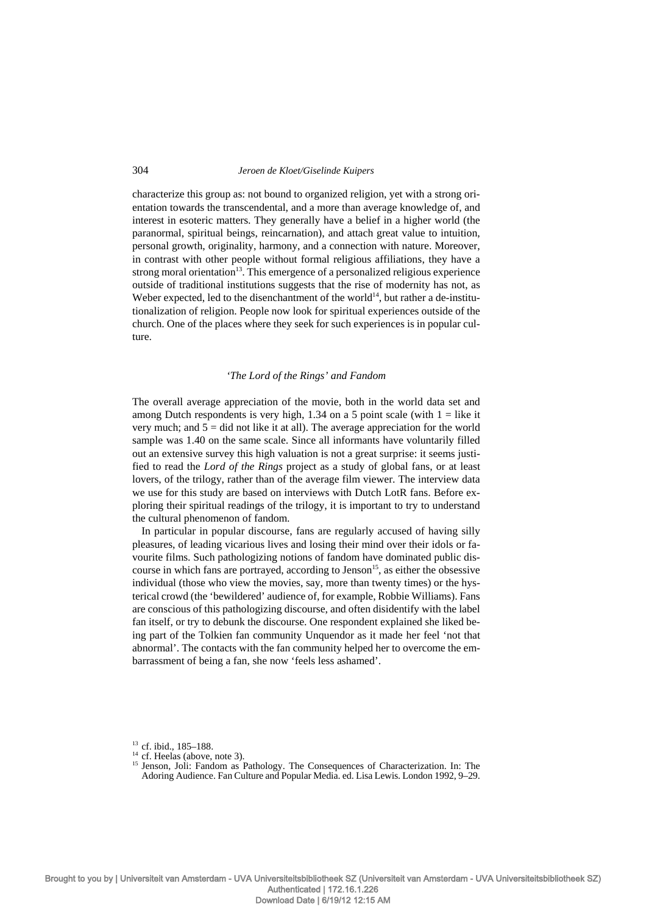characterize this group as: not bound to organized religion, yet with a strong orientation towards the transcendental, and a more than average knowledge of, and interest in esoteric matters. They generally have a belief in a higher world (the paranormal, spiritual beings, reincarnation), and attach great value to intuition, personal growth, originality, harmony, and a connection with nature. Moreover, in contrast with other people without formal religious affiliations, they have a strong moral orientation[13]. This emergence of a personalized religious experience outside of traditional institutions suggests that the rise of modernity has not, as Weber expected, led to the disenchantment of the world[14], but rather a de-institutionalization of religion. People now look for spiritual experiences outside of the church. One of the places where they seek for such experiences is in popular culture.

### *'The Lord of the Rings'* and Fandom

The overall average appreciation of the movie, both in the world data set and among Dutch respondents is very high, 1.34 on a 5 point scale (with 1 = like it very much; and 5 = did not like it at all). The average appreciation for the world sample was 1.40 on the same scale. Since all informants have voluntarily filled out an extensive survey this high valuation is not a great surprise: it seems justified to read the *Lord of the Rings* project as a study of global fans, or at least lovers, of the trilogy, rather than of the average film viewer. The interview data we use for this study are based on interviews with Dutch LotR fans. Before exploring their spiritual readings of the trilogy, it is important to try to understand the cultural phenomenon of fandom.

In particular in popular discourse, fans are regularly accused of having silly pleasures, of leading vicarious lives and losing their mind over their idols or favourite films. Such pathologizing notions of fandom have dominated public discourse in which fans are portrayed, according to Jenson[15], as either the obsessive individual (those who view the movies, say, more than twenty times) or the hysterical crowd (the 'bewildered' audience of, for example, Robbie Williams). Fans are conscious of this pathologizing discourse, and often disidentify with the label fan itself, or try to debunk the discourse. One respondent explained she liked being part of the Tolkien fan community Unquendor as it made her feel 'not that abnormal'. The contacts with the fan community helped her to overcome the embarrassment of being a fan, she now 'feels less ashamed'.

---

[13] cf. ibid., 185–188.

[14] cf. Heelas (above, note 3).

[15] Jenson, Joli: Fandom as Pathology. The Consequences of Characterization. In: The Adoring Audience. Fan Culture and Popular Media. ed. Lisa Lewis. London 1992, 9–29.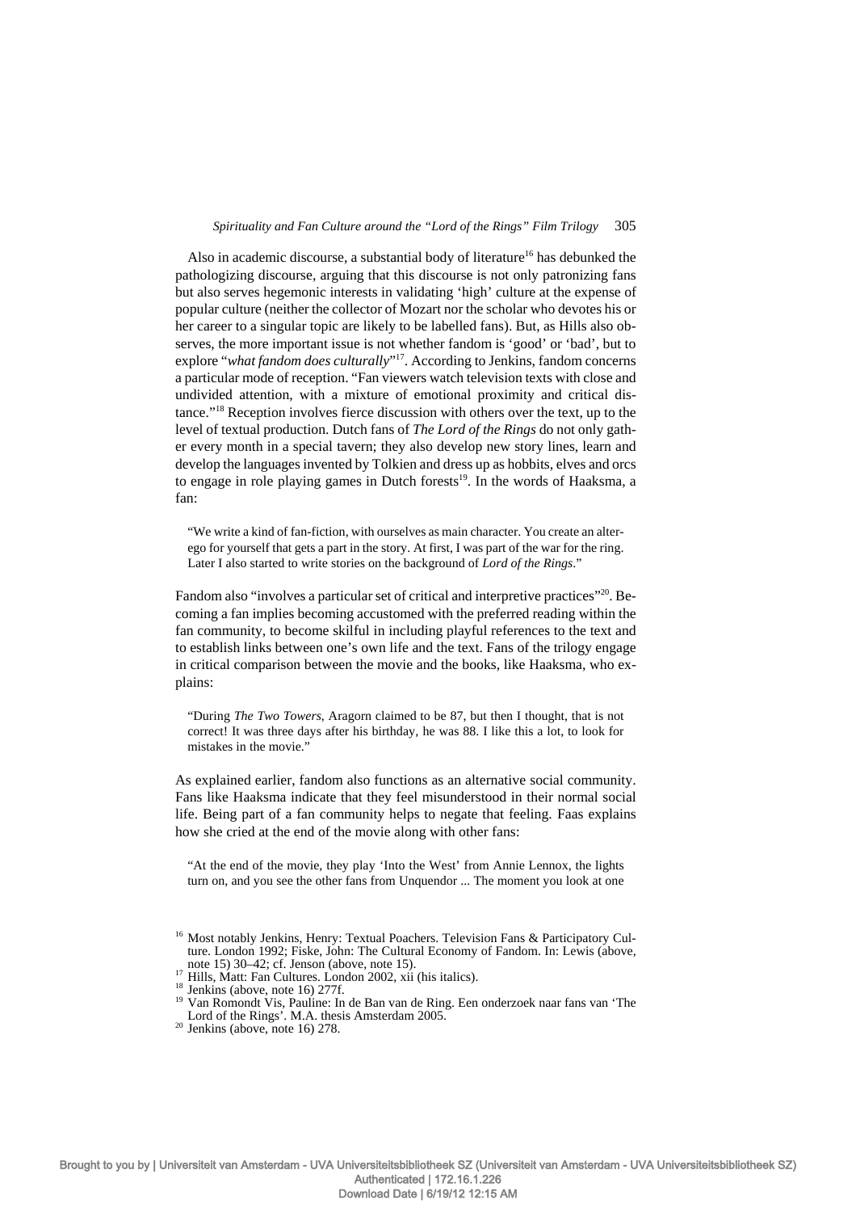Also in academic discourse, a substantial body of literature[16] has debunked the pathologizing discourse, arguing that this discourse is not only patronizing fans but also serves hegemonic interests in validating 'high' culture at the expense of popular culture (neither the collector of Mozart nor the scholar who devotes his or her career to a singular topic are likely to be labelled fans). But, as Hills also observes, the more important issue is not whether fandom is 'good' or 'bad', but to explore "*what fandom does culturally*"[17]. According to Jenkins, fandom concerns a particular mode of reception. "Fan viewers watch television texts with close and undivided attention, with a mixture of emotional proximity and critical distance."[18] Reception involves fierce discussion with others over the text, up to the level of textual production. Dutch fans of *The Lord of the Rings* do not only gather every month in a special tavern; they also develop new story lines, learn and develop the languages invented by Tolkien and dress up as hobbits, elves and orcs to engage in role playing games in Dutch forests[19]. In the words of Haaksma, a fan:

> "We write a kind of fan-fiction, with ourselves as main character. You create an alter-ego for yourself that gets a part in the story. At first, I was part of the war for the ring. Later I also started to write stories on the background of *Lord of the Rings*."

Fandom also "involves a particular set of critical and interpretive practices"[20]. Becoming a fan implies becoming accustomed with the preferred reading within the fan community, to become skilful in including playful references to the text and to establish links between one's own life and the text. Fans of the trilogy engage in critical comparison between the movie and the books, like Haaksma, who explains:

> "During *The Two Towers*, Aragorn claimed to be 87, but then I thought, that is not correct! It was three days after his birthday, he was 88. I like this a lot, to look for mistakes in the movie."

As explained earlier, fandom also functions as an alternative social community. Fans like Haaksma indicate that they feel misunderstood in their normal social life. Being part of a fan community helps to negate that feeling. Faas explains how she cried at the end of the movie along with other fans:

> "At the end of the movie, they play 'Into the West' from Annie Lennox, the lights turn on, and you see the other fans from Unquendor ... The moment you look at one

---

[16] Most notably Jenkins, Henry: Textual Poachers. Television Fans & Participatory Culture. London 1992; Fiske, John: The Cultural Economy of Fandom. In: Lewis (above, note 15) 30–42; cf. Jenson (above, note 15).

[17] Hills, Matt: Fan Cultures. London 2002, xii (his italics).

[18] Jenkins (above, note 16) 277f.

[19] Van Romondt Vis, Pauline: In de Ban van de Ring. Een onderzoek naar fans van 'The Lord of the Rings'. M.A. thesis Amsterdam 2005.

[20] Jenkins (above, note 16) 278.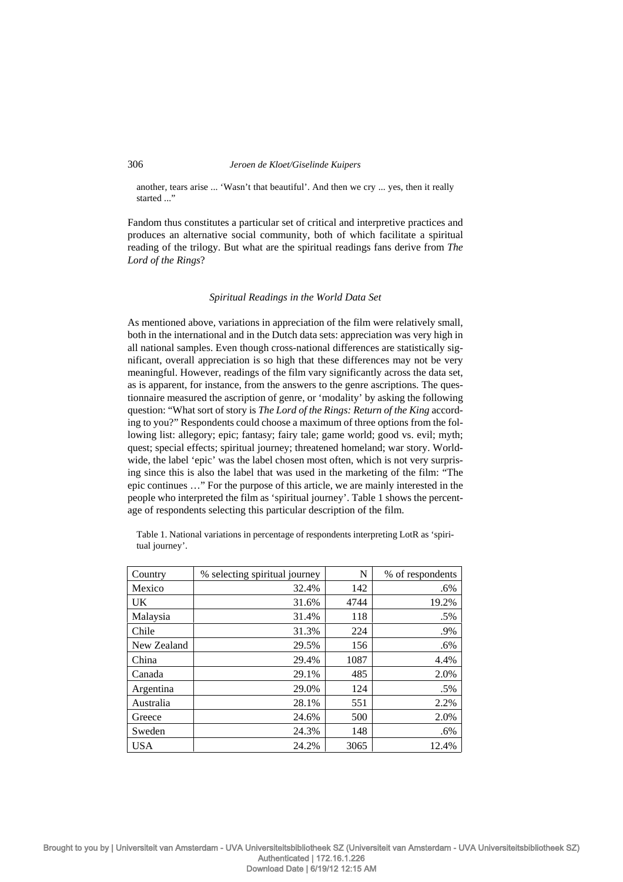another, tears arise ... 'Wasn't that beautiful'. And then we cry ... yes, then it really started ..."

Fandom thus constitutes a particular set of critical and interpretive practices and produces an alternative social community, both of which facilitate a spiritual reading of the trilogy. But what are the spiritual readings fans derive from *The Lord of the Rings*?

### *Spiritual Readings in the World Data Set*

As mentioned above, variations in appreciation of the film were relatively small, both in the international and in the Dutch data sets: appreciation was very high in all national samples. Even though cross-national differences are statistically significant, overall appreciation is so high that these differences may not be very meaningful. However, readings of the film vary significantly across the data set, as is apparent, for instance, from the answers to the genre ascriptions. The questionnaire measured the ascription of genre, or 'modality' by asking the following question: "What sort of story is *The Lord of the Rings: Return of the King* according to you?" Respondents could choose a maximum of three options from the following list: allegory; epic; fantasy; fairy tale; game world; good vs. evil; myth; quest; special effects; spiritual journey; threatened homeland; war story. Worldwide, the label 'epic' was the label chosen most often, which is not very surprising since this is also the label that was used in the marketing of the film: "The epic continues …" For the purpose of this article, we are mainly interested in the people who interpreted the film as 'spiritual journey'. Table 1 shows the percentage of respondents selecting this particular description of the film.

Table 1. National variations in percentage of respondents interpreting LotR as 'spiritual journey'.

| Country | % selecting spiritual journey | N | % of respondents |
|---|---:|---:|---:|
| Mexico | 32.4% | 142 | .6% |
| UK | 31.6% | 4744 | 19.2% |
| Malaysia | 31.4% | 118 | .5% |
| Chile | 31.3% | 224 | .9% |
| New Zealand | 29.5% | 156 | .6% |
| China | 29.4% | 1087 | 4.4% |
| Canada | 29.1% | 485 | 2.0% |
| Argentina | 29.0% | 124 | .5% |
| Australia | 28.1% | 551 | 2.2% |
| Greece | 24.6% | 500 | 2.0% |
| Sweden | 24.3% | 148 | .6% |
| USA | 24.2% | 3065 | 12.4% |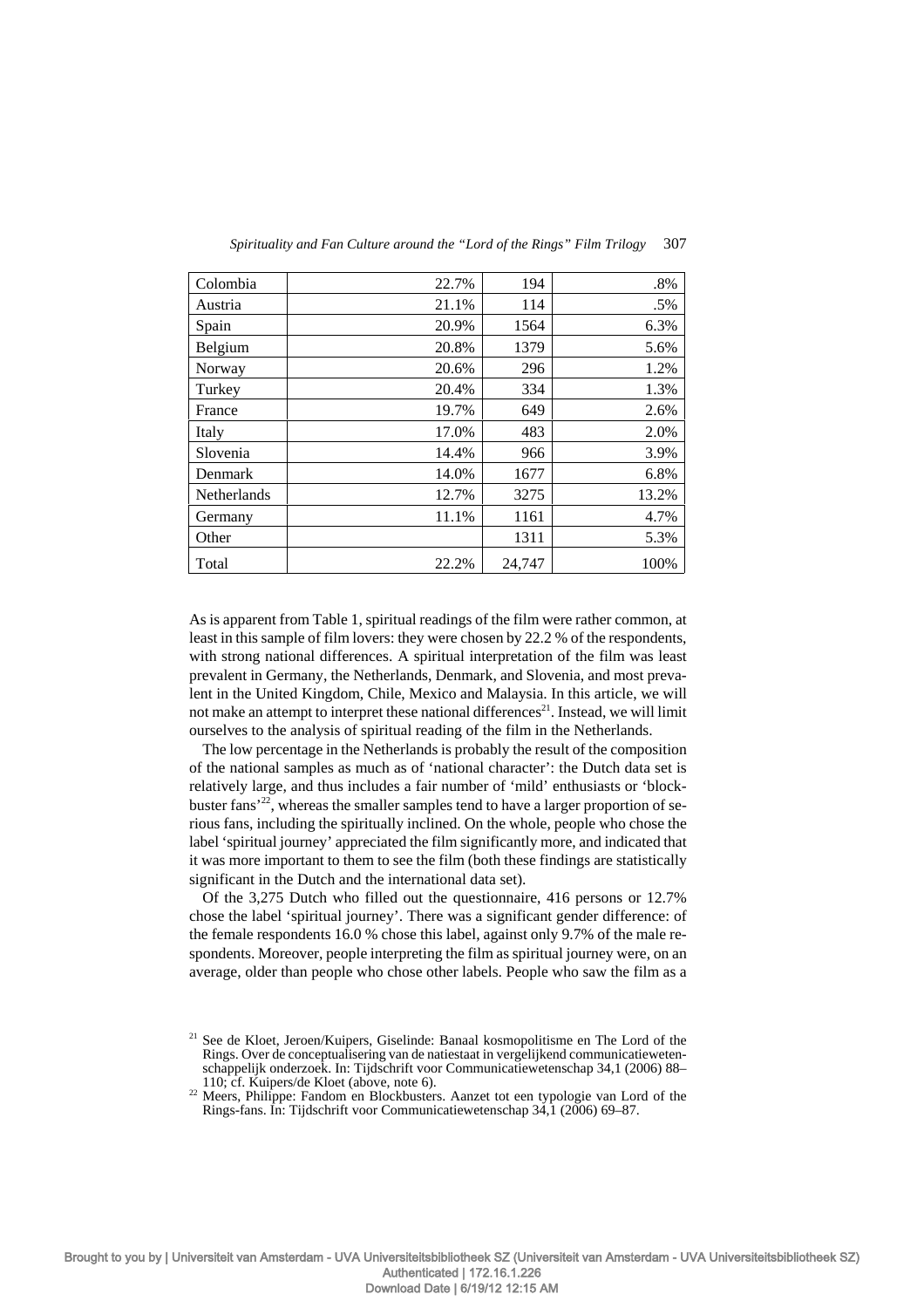| Colombia | 22.7% | 194 | .8% |
|---|---|---|---|
| Austria | 21.1% | 114 | .5% |
| Spain | 20.9% | 1564 | 6.3% |
| Belgium | 20.8% | 1379 | 5.6% |
| Norway | 20.6% | 296 | 1.2% |
| Turkey | 20.4% | 334 | 1.3% |
| France | 19.7% | 649 | 2.6% |
| Italy | 17.0% | 483 | 2.0% |
| Slovenia | 14.4% | 966 | 3.9% |
| Denmark | 14.0% | 1677 | 6.8% |
| Netherlands | 12.7% | 3275 | 13.2% |
| Germany | 11.1% | 1161 | 4.7% |
| Other | | 1311 | 5.3% |
| Total | 22.2% | 24,747 | 100% |

As is apparent from Table 1, spiritual readings of the film were rather common, at least in this sample of film lovers: they were chosen by 22.2 % of the respondents, with strong national differences. A spiritual interpretation of the film was least prevalent in Germany, the Netherlands, Denmark, and Slovenia, and most prevalent in the United Kingdom, Chile, Mexico and Malaysia. In this article, we will not make an attempt to interpret these national differences[21]. Instead, we will limit ourselves to the analysis of spiritual reading of the film in the Netherlands.

The low percentage in the Netherlands is probably the result of the composition of the national samples as much as of 'national character': the Dutch data set is relatively large, and thus includes a fair number of 'mild' enthusiasts or 'blockbuster fans'[22], whereas the smaller samples tend to have a larger proportion of serious fans, including the spiritually inclined. On the whole, people who chose the label 'spiritual journey' appreciated the film significantly more, and indicated that it was more important to them to see the film (both these findings are statistically significant in the Dutch and the international data set).

Of the 3,275 Dutch who filled out the questionnaire, 416 persons or 12.7% chose the label 'spiritual journey'. There was a significant gender difference: of the female respondents 16.0 % chose this label, against only 9.7% of the male respondents. Moreover, people interpreting the film as spiritual journey were, on an average, older than people who chose other labels. People who saw the film as a

[21] See de Kloet, Jeroen/Kuipers, Giselinde: Banaal kosmopolitisme en The Lord of the Rings. Over de conceptualisering van de natiestaat in vergelijkend communicatiewetenschappelijk onderzoek. In: Tijdschrift voor Communicatiewetenschap 34,1 (2006) 88–110; cf. Kuipers/de Kloet (above, note 6).

[22] Meers, Philippe: Fandom en Blockbusters. Aanzet tot een typologie van Lord of the Rings-fans. In: Tijdschrift voor Communicatiewetenschap 34,1 (2006) 69–87.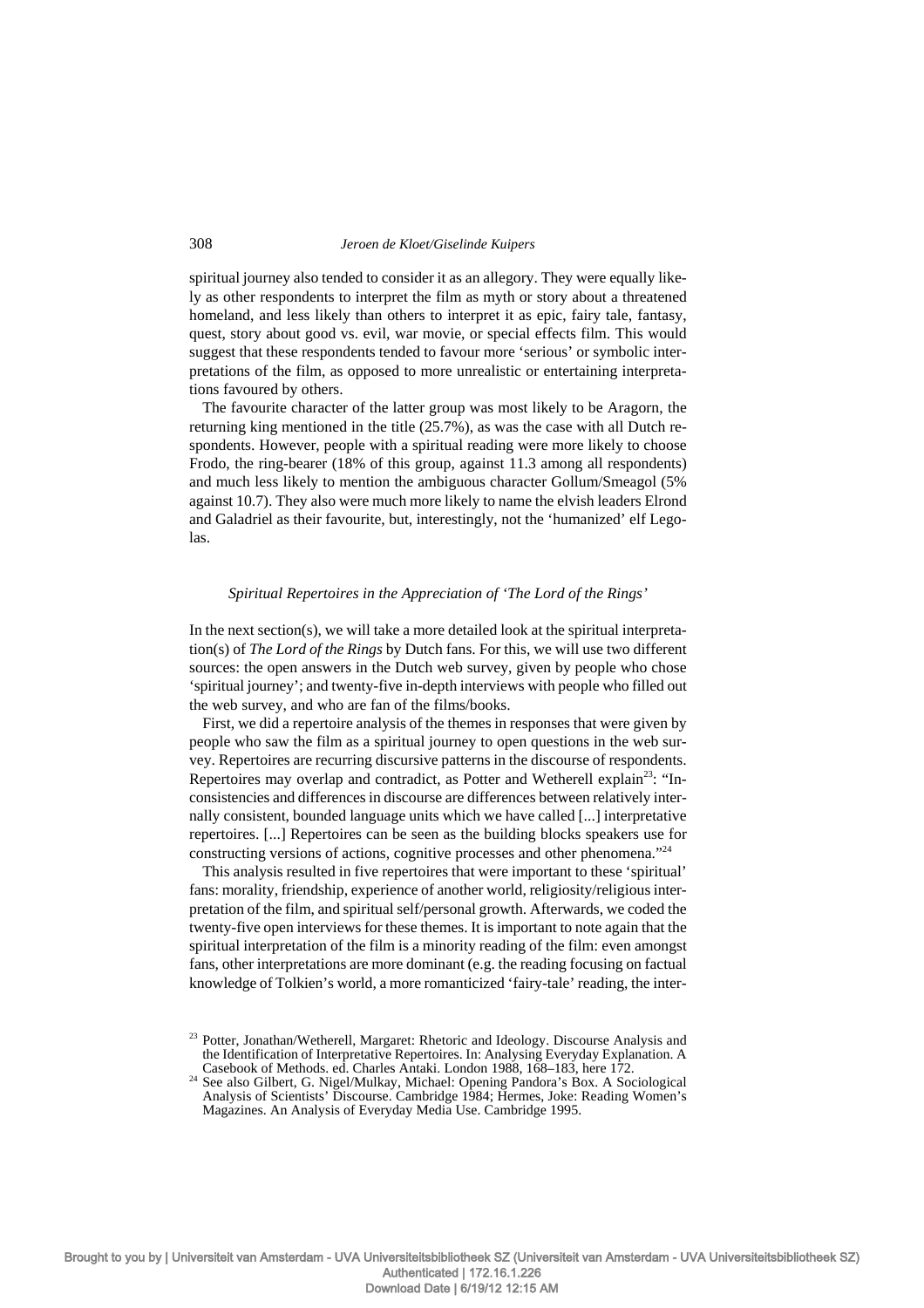spiritual journey also tended to consider it as an allegory. They were equally likely as other respondents to interpret the film as myth or story about a threatened homeland, and less likely than others to interpret it as epic, fairy tale, fantasy, quest, story about good vs. evil, war movie, or special effects film. This would suggest that these respondents tended to favour more 'serious' or symbolic interpretations of the film, as opposed to more unrealistic or entertaining interpretations favoured by others.

The favourite character of the latter group was most likely to be Aragorn, the returning king mentioned in the title (25.7%), as was the case with all Dutch respondents. However, people with a spiritual reading were more likely to choose Frodo, the ring-bearer (18% of this group, against 11.3 among all respondents) and much less likely to mention the ambiguous character Gollum/Smeagol (5% against 10.7). They also were much more likely to name the elvish leaders Elrond and Galadriel as their favourite, but, interestingly, not the 'humanized' elf Legolas.

### *Spiritual Repertoires in the Appreciation of 'The Lord of the Rings'*

In the next section(s), we will take a more detailed look at the spiritual interpretation(s) of *The Lord of the Rings* by Dutch fans. For this, we will use two different sources: the open answers in the Dutch web survey, given by people who chose 'spiritual journey'; and twenty-five in-depth interviews with people who filled out the web survey, and who are fan of the films/books.

First, we did a repertoire analysis of the themes in responses that were given by people who saw the film as a spiritual journey to open questions in the web survey. Repertoires are recurring discursive patterns in the discourse of respondents. Repertoires may overlap and contradict, as Potter and Wetherell explain[23]: "Inconsistencies and differences in discourse are differences between relatively internally consistent, bounded language units which we have called [...] interpretative repertoires. [...] Repertoires can be seen as the building blocks speakers use for constructing versions of actions, cognitive processes and other phenomena."[24]

This analysis resulted in five repertoires that were important to these 'spiritual' fans: morality, friendship, experience of another world, religiosity/religious interpretation of the film, and spiritual self/personal growth. Afterwards, we coded the twenty-five open interviews for these themes. It is important to note again that the spiritual interpretation of the film is a minority reading of the film: even amongst fans, other interpretations are more dominant (e.g. the reading focusing on factual knowledge of Tolkien's world, a more romanticized 'fairy-tale' reading, the inter-

[23] Potter, Jonathan/Wetherell, Margaret: Rhetoric and Ideology. Discourse Analysis and the Identification of Interpretative Repertoires. In: Analysing Everyday Explanation. A Casebook of Methods. ed. Charles Antaki. London 1988, 168–183, here 172.

[24] See also Gilbert, G. Nigel/Mulkay, Michael: Opening Pandora's Box. A Sociological Analysis of Scientists' Discourse. Cambridge 1984; Hermes, Joke: Reading Women's Magazines. An Analysis of Everyday Media Use. Cambridge 1995.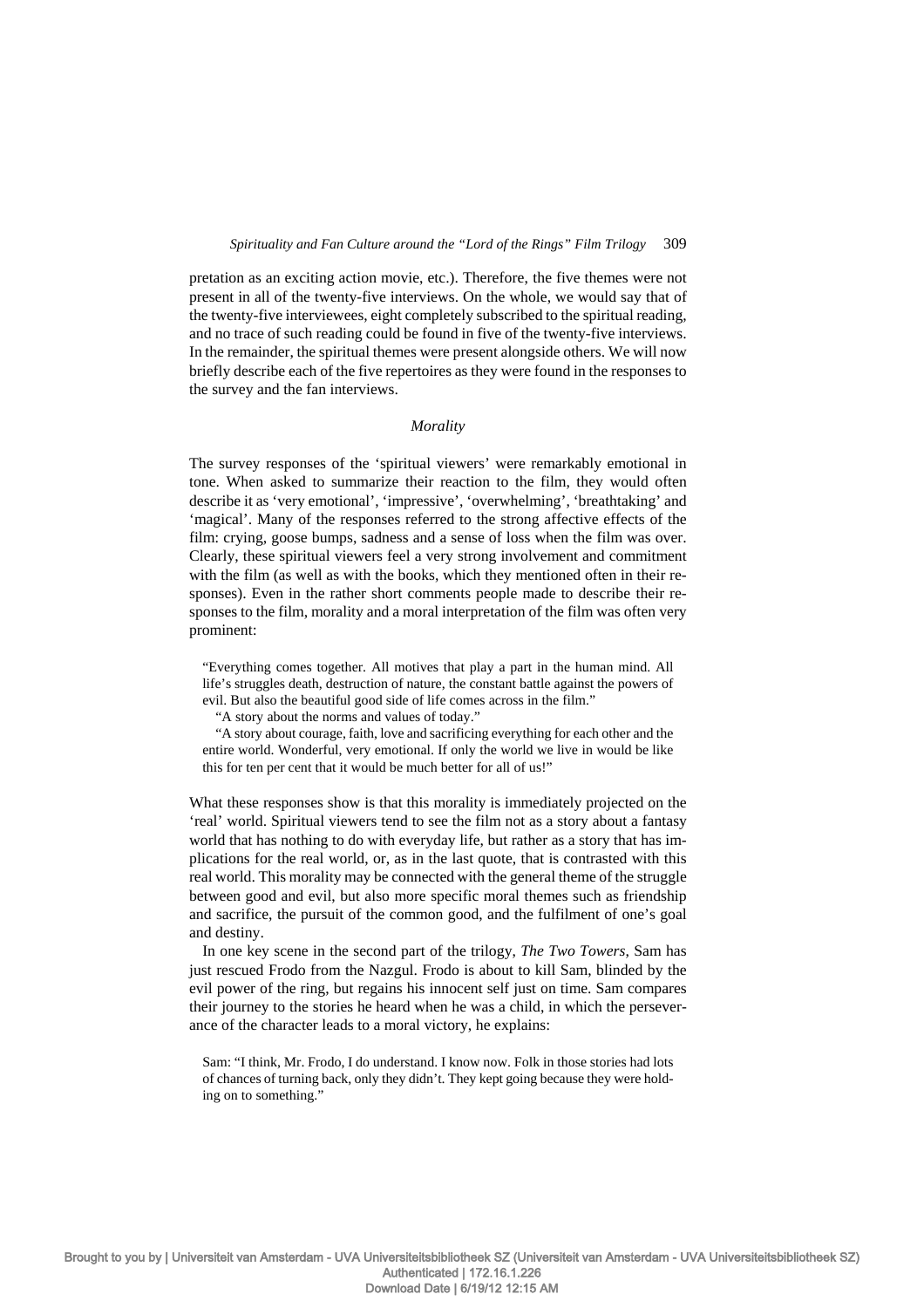pretation as an exciting action movie, etc.). Therefore, the five themes were not present in all of the twenty-five interviews. On the whole, we would say that of the twenty-five interviewees, eight completely subscribed to the spiritual reading, and no trace of such reading could be found in five of the twenty-five interviews. In the remainder, the spiritual themes were present alongside others. We will now briefly describe each of the five repertoires as they were found in the responses to the survey and the fan interviews.

### *Morality*

The survey responses of the 'spiritual viewers' were remarkably emotional in tone. When asked to summarize their reaction to the film, they would often describe it as 'very emotional', 'impressive', 'overwhelming', 'breathtaking' and 'magical'. Many of the responses referred to the strong affective effects of the film: crying, goose bumps, sadness and a sense of loss when the film was over. Clearly, these spiritual viewers feel a very strong involvement and commitment with the film (as well as with the books, which they mentioned often in their responses). Even in the rather short comments people made to describe their responses to the film, morality and a moral interpretation of the film was often very prominent:

> "Everything comes together. All motives that play a part in the human mind. All life's struggles death, destruction of nature, the constant battle against the powers of evil. But also the beautiful good side of life comes across in the film."
>
> "A story about the norms and values of today."
>
> "A story about courage, faith, love and sacrificing everything for each other and the entire world. Wonderful, very emotional. If only the world we live in would be like this for ten per cent that it would be much better for all of us!"

What these responses show is that this morality is immediately projected on the 'real' world. Spiritual viewers tend to see the film not as a story about a fantasy world that has nothing to do with everyday life, but rather as a story that has implications for the real world, or, as in the last quote, that is contrasted with this real world. This morality may be connected with the general theme of the struggle between good and evil, but also more specific moral themes such as friendship and sacrifice, the pursuit of the common good, and the fulfilment of one's goal and destiny.

In one key scene in the second part of the trilogy, *The Two Towers*, Sam has just rescued Frodo from the Nazgul. Frodo is about to kill Sam, blinded by the evil power of the ring, but regains his innocent self just on time. Sam compares their journey to the stories he heard when he was a child, in which the perseverance of the character leads to a moral victory, he explains:

> Sam: "I think, Mr. Frodo, I do understand. I know now. Folk in those stories had lots of chances of turning back, only they didn't. They kept going because they were holding on to something."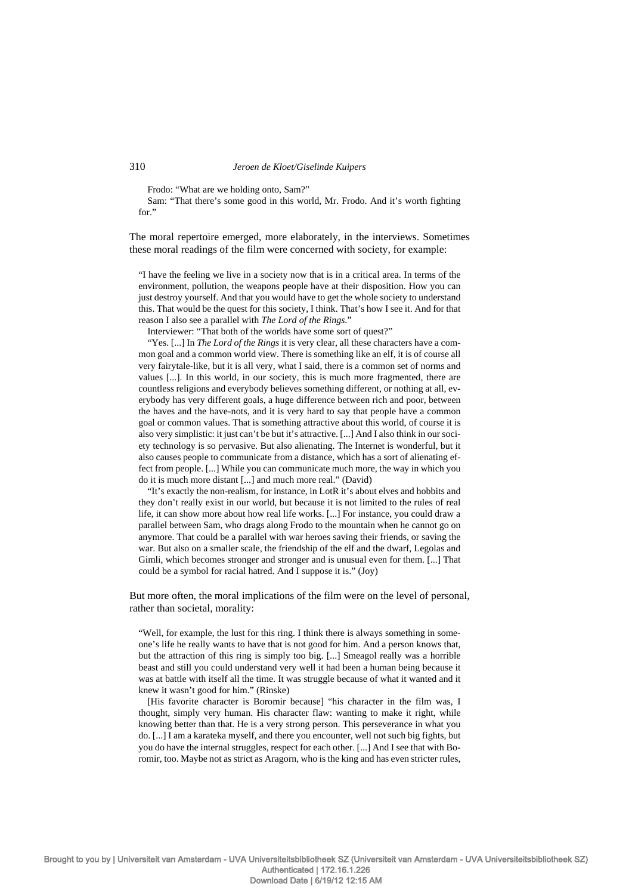Frodo: "What are we holding onto, Sam?"

Sam: "That there's some good in this world, Mr. Frodo. And it's worth fighting for."

The moral repertoire emerged, more elaborately, in the interviews. Sometimes these moral readings of the film were concerned with society, for example:

> "I have the feeling we live in a society now that is in a critical area. In terms of the environment, pollution, the weapons people have at their disposition. How you can just destroy yourself. And that you would have to get the whole society to understand this. That would be the quest for this society, I think. That's how I see it. And for that reason I also see a parallel with *The Lord of the Rings*."
>
> Interviewer: "That both of the worlds have some sort of quest?"
>
> "Yes. [...] In *The Lord of the Rings* it is very clear, all these characters have a common goal and a common world view. There is something like an elf, it is of course all very fairytale-like, but it is all very, what I said, there is a common set of norms and values [...]. In this world, in our society, this is much more fragmented, there are countless religions and everybody believes something different, or nothing at all, everybody has very different goals, a huge difference between rich and poor, between the haves and the have-nots, and it is very hard to say that people have a common goal or common values. That is something attractive about this world, of course it is also very simplistic: it just can't be but it's attractive. [...] And I also think in our society technology is so pervasive. But also alienating. The Internet is wonderful, but it also causes people to communicate from a distance, which has a sort of alienating effect from people. [...] While you can communicate much more, the way in which you do it is much more distant [...] and much more real." (David)
>
> "It's exactly the non-realism, for instance, in LotR it's about elves and hobbits and they don't really exist in our world, but because it is not limited to the rules of real life, it can show more about how real life works. [...] For instance, you could draw a parallel between Sam, who drags along Frodo to the mountain when he cannot go on anymore. That could be a parallel with war heroes saving their friends, or saving the war. But also on a smaller scale, the friendship of the elf and the dwarf, Legolas and Gimli, which becomes stronger and stronger and is unusual even for them. [...] That could be a symbol for racial hatred. And I suppose it is." (Joy)

But more often, the moral implications of the film were on the level of personal, rather than societal, morality:

> "Well, for example, the lust for this ring. I think there is always something in someone's life he really wants to have that is not good for him. And a person knows that, but the attraction of this ring is simply too big. [...] Smeagol really was a horrible beast and still you could understand very well it had been a human being because it was at battle with itself all the time. It was struggle because of what it wanted and it knew it wasn't good for him." (Rinske)
>
> [His favorite character is Boromir because] "his character in the film was, I thought, simply very human. His character flaw: wanting to make it right, while knowing better than that. He is a very strong person. This perseverance in what you do. [...] I am a karateka myself, and there you encounter, well not such big fights, but you do have the internal struggles, respect for each other. [...] And I see that with Boromir, too. Maybe not as strict as Aragorn, who is the king and has even stricter rules,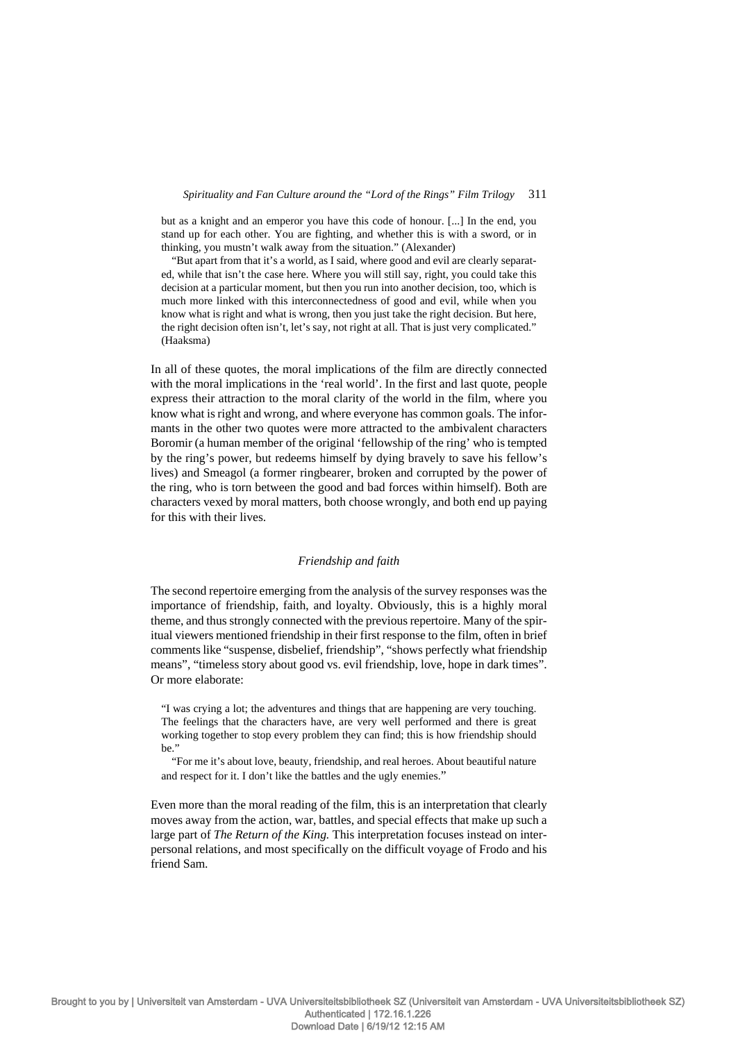but as a knight and an emperor you have this code of honour. [...] In the end, you stand up for each other. You are fighting, and whether this is with a sword, or in thinking, you mustn't walk away from the situation." (Alexander)

"But apart from that it's a world, as I said, where good and evil are clearly separated, while that isn't the case here. Where you will still say, right, you could take this decision at a particular moment, but then you run into another decision, too, which is much more linked with this interconnectedness of good and evil, while when you know what is right and what is wrong, then you just take the right decision. But here, the right decision often isn't, let's say, not right at all. That is just very complicated." (Haaksma)

In all of these quotes, the moral implications of the film are directly connected with the moral implications in the 'real world'. In the first and last quote, people express their attraction to the moral clarity of the world in the film, where you know what is right and wrong, and where everyone has common goals. The informants in the other two quotes were more attracted to the ambivalent characters Boromir (a human member of the original 'fellowship of the ring' who is tempted by the ring's power, but redeems himself by dying bravely to save his fellow's lives) and Smeagol (a former ringbearer, broken and corrupted by the power of the ring, who is torn between the good and bad forces within himself). Both are characters vexed by moral matters, both choose wrongly, and both end up paying for this with their lives.

### *Friendship and faith*

The second repertoire emerging from the analysis of the survey responses was the importance of friendship, faith, and loyalty. Obviously, this is a highly moral theme, and thus strongly connected with the previous repertoire. Many of the spiritual viewers mentioned friendship in their first response to the film, often in brief comments like "suspense, disbelief, friendship", "shows perfectly what friendship means", "timeless story about good vs. evil friendship, love, hope in dark times". Or more elaborate:

"I was crying a lot; the adventures and things that are happening are very touching. The feelings that the characters have, are very well performed and there is great working together to stop every problem they can find; this is how friendship should be."

"For me it's about love, beauty, friendship, and real heroes. About beautiful nature and respect for it. I don't like the battles and the ugly enemies."

Even more than the moral reading of the film, this is an interpretation that clearly moves away from the action, war, battles, and special effects that make up such a large part of *The Return of the King.* This interpretation focuses instead on interpersonal relations, and most specifically on the difficult voyage of Frodo and his friend Sam.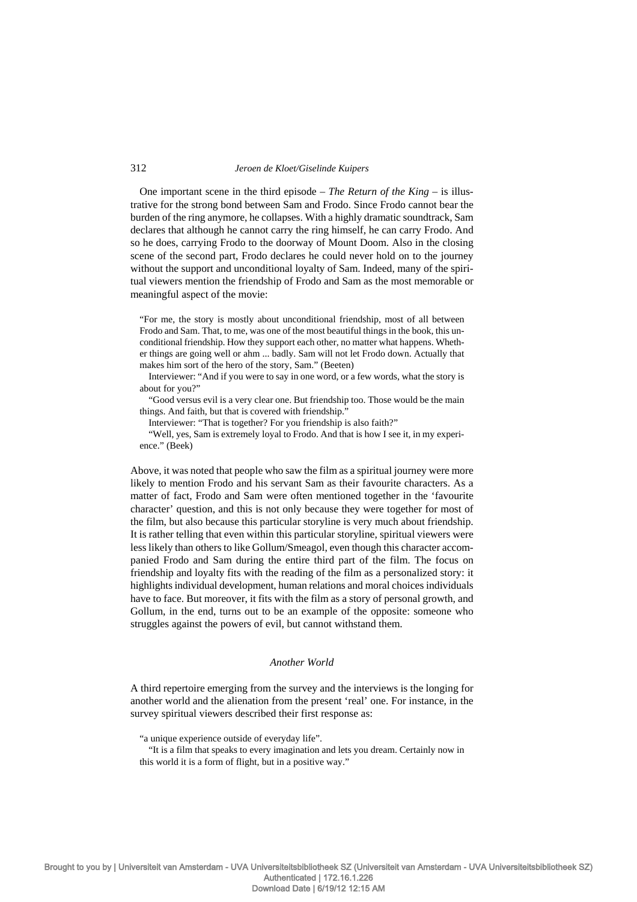One important scene in the third episode – *The Return of the King* – is illustrative for the strong bond between Sam and Frodo. Since Frodo cannot bear the burden of the ring anymore, he collapses. With a highly dramatic soundtrack, Sam declares that although he cannot carry the ring himself, he can carry Frodo. And so he does, carrying Frodo to the doorway of Mount Doom. Also in the closing scene of the second part, Frodo declares he could never hold on to the journey without the support and unconditional loyalty of Sam. Indeed, many of the spiritual viewers mention the friendship of Frodo and Sam as the most memorable or meaningful aspect of the movie:

> "For me, the story is mostly about unconditional friendship, most of all between Frodo and Sam. That, to me, was one of the most beautiful things in the book, this unconditional friendship. How they support each other, no matter what happens. Whether things are going well or ahm ... badly. Sam will not let Frodo down. Actually that makes him sort of the hero of the story, Sam." (Beeten)
>
> Interviewer: "And if you were to say in one word, or a few words, what the story is about for you?"
>
> "Good versus evil is a very clear one. But friendship too. Those would be the main things. And faith, but that is covered with friendship."
>
> Interviewer: "That is together? For you friendship is also faith?"
>
> "Well, yes, Sam is extremely loyal to Frodo. And that is how I see it, in my experience." (Beek)

Above, it was noted that people who saw the film as a spiritual journey were more likely to mention Frodo and his servant Sam as their favourite characters. As a matter of fact, Frodo and Sam were often mentioned together in the 'favourite character' question, and this is not only because they were together for most of the film, but also because this particular storyline is very much about friendship. It is rather telling that even within this particular storyline, spiritual viewers were less likely than others to like Gollum/Smeagol, even though this character accompanied Frodo and Sam during the entire third part of the film. The focus on friendship and loyalty fits with the reading of the film as a personalized story: it highlights individual development, human relations and moral choices individuals have to face. But moreover, it fits with the film as a story of personal growth, and Gollum, in the end, turns out to be an example of the opposite: someone who struggles against the powers of evil, but cannot withstand them.

### *Another World*

A third repertoire emerging from the survey and the interviews is the longing for another world and the alienation from the present 'real' one. For instance, in the survey spiritual viewers described their first response as:

> "a unique experience outside of everyday life".
>
> "It is a film that speaks to every imagination and lets you dream. Certainly now in this world it is a form of flight, but in a positive way."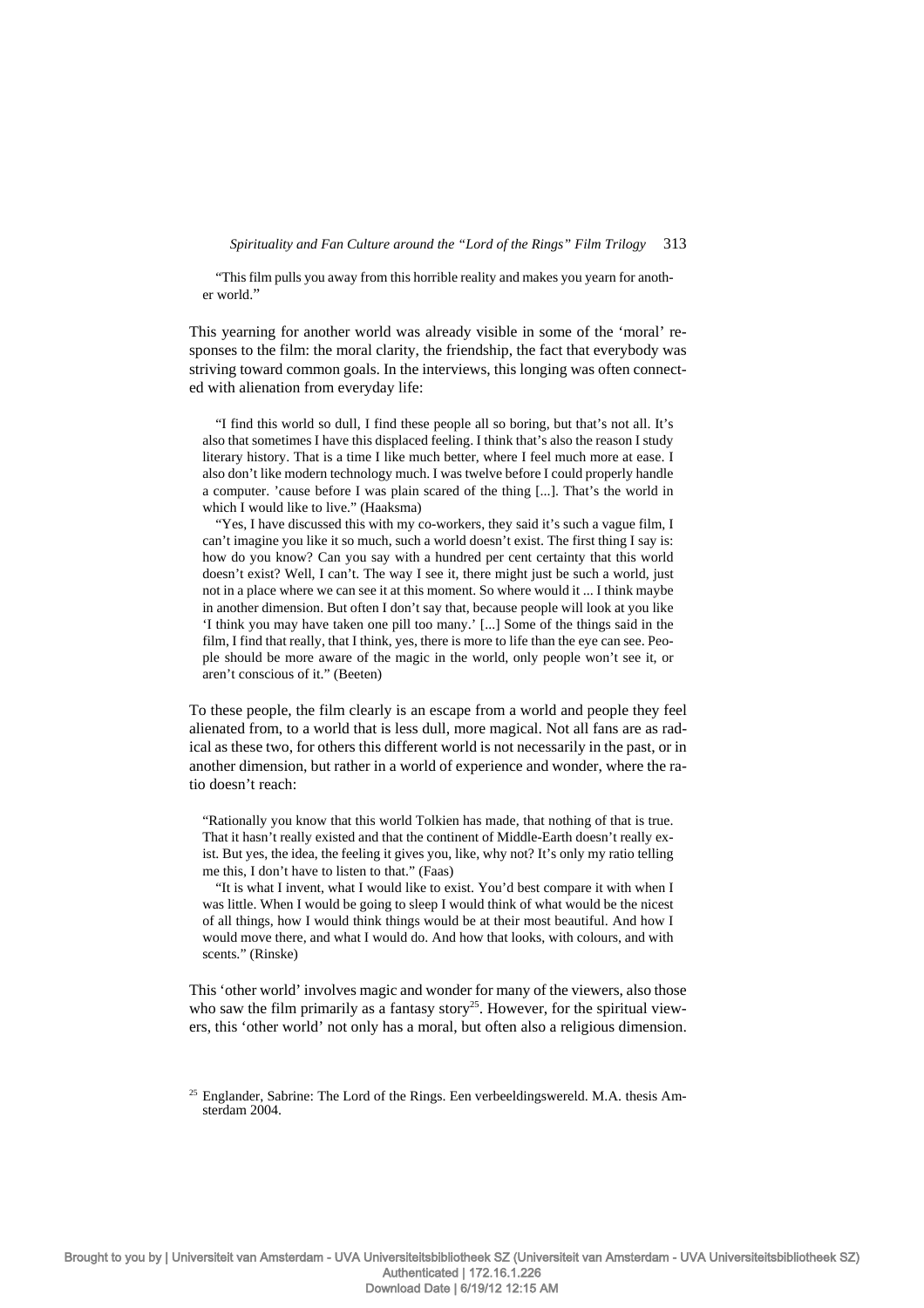"This film pulls you away from this horrible reality and makes you yearn for another world."

This yearning for another world was already visible in some of the 'moral' responses to the film: the moral clarity, the friendship, the fact that everybody was striving toward common goals. In the interviews, this longing was often connected with alienation from everyday life:

> "I find this world so dull, I find these people all so boring, but that's not all. It's also that sometimes I have this displaced feeling. I think that's also the reason I study literary history. That is a time I like much better, where I feel much more at ease. I also don't like modern technology much. I was twelve before I could properly handle a computer. 'cause before I was plain scared of the thing [...]. That's the world in which I would like to live." (Haaksma)
>
> "Yes, I have discussed this with my co-workers, they said it's such a vague film, I can't imagine you like it so much, such a world doesn't exist. The first thing I say is: how do you know? Can you say with a hundred per cent certainty that this world doesn't exist? Well, I can't. The way I see it, there might just be such a world, just not in a place where we can see it at this moment. So where would it ... I think maybe in another dimension. But often I don't say that, because people will look at you like 'I think you may have taken one pill too many.' [...] Some of the things said in the film, I find that really, that I think, yes, there is more to life than the eye can see. People should be more aware of the magic in the world, only people won't see it, or aren't conscious of it." (Beeten)

To these people, the film clearly is an escape from a world and people they feel alienated from, to a world that is less dull, more magical. Not all fans are as radical as these two, for others this different world is not necessarily in the past, or in another dimension, but rather in a world of experience and wonder, where the ratio doesn't reach:

> "Rationally you know that this world Tolkien has made, that nothing of that is true. That it hasn't really existed and that the continent of Middle-Earth doesn't really exist. But yes, the idea, the feeling it gives you, like, why not? It's only my ratio telling me this, I don't have to listen to that." (Faas)
>
> "It is what I invent, what I would like to exist. You'd best compare it with when I was little. When I would be going to sleep I would think of what would be the nicest of all things, how I would think things would be at their most beautiful. And how I would move there, and what I would do. And how that looks, with colours, and with scents." (Rinske)

This 'other world' involves magic and wonder for many of the viewers, also those who saw the film primarily as a fantasy story[25]. However, for the spiritual viewers, this 'other world' not only has a moral, but often also a religious dimension.

[25] Englander, Sabrine: The Lord of the Rings. Een verbeeldingswereld. M.A. thesis Amsterdam 2004.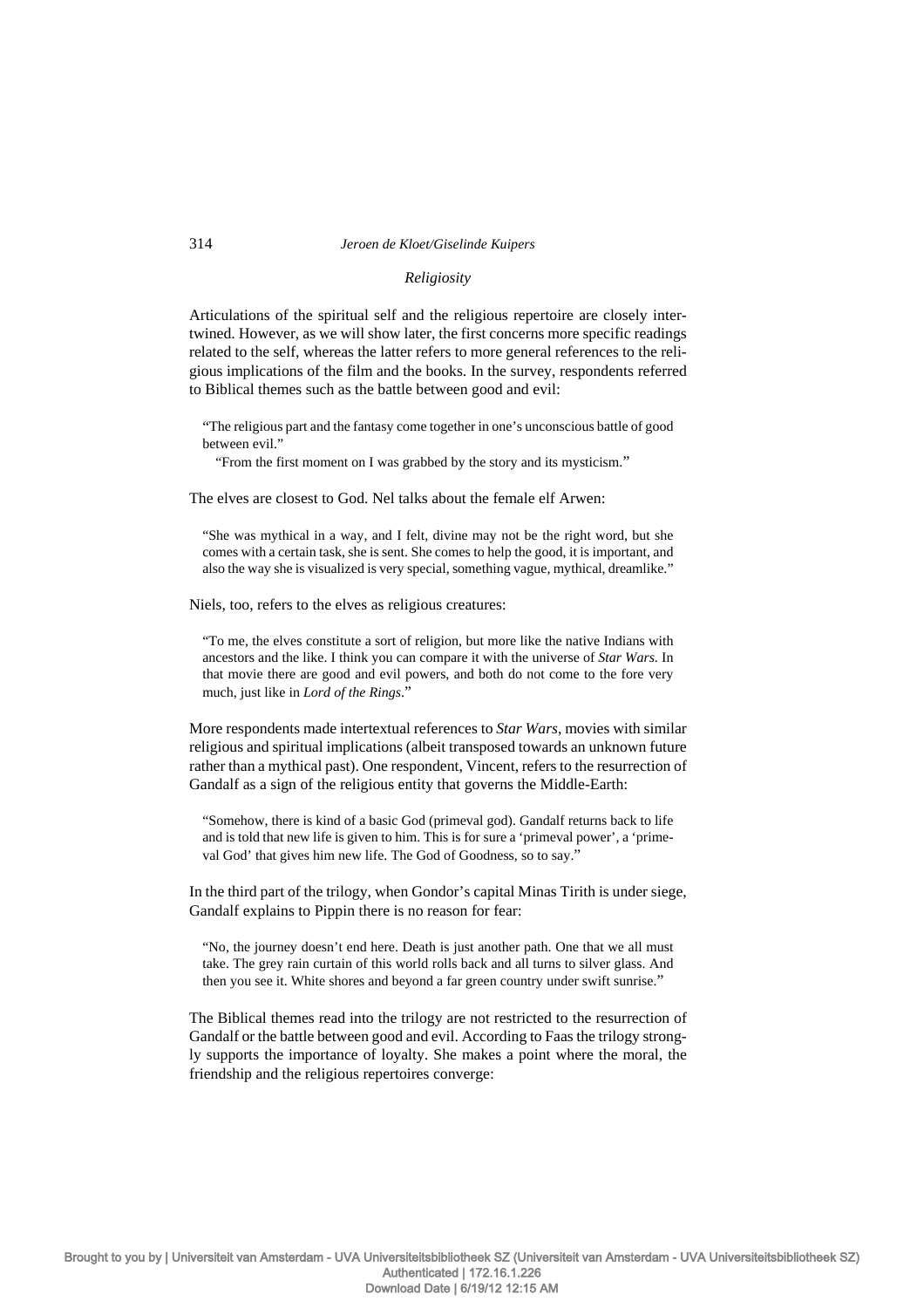*Religiosity*

Articulations of the spiritual self and the religious repertoire are closely intertwined. However, as we will show later, the first concerns more specific readings related to the self, whereas the latter refers to more general references to the religious implications of the film and the books. In the survey, respondents referred to Biblical themes such as the battle between good and evil:

> "The religious part and the fantasy come together in one's unconscious battle of good between evil."
>
> "From the first moment on I was grabbed by the story and its mysticism."

The elves are closest to God. Nel talks about the female elf Arwen:

> "She was mythical in a way, and I felt, divine may not be the right word, but she comes with a certain task, she is sent. She comes to help the good, it is important, and also the way she is visualized is very special, something vague, mythical, dreamlike."

Niels, too, refers to the elves as religious creatures:

> "To me, the elves constitute a sort of religion, but more like the native Indians with ancestors and the like. I think you can compare it with the universe of *Star Wars*. In that movie there are good and evil powers, and both do not come to the fore very much, just like in *Lord of the Rings*."

More respondents made intertextual references to *Star Wars*, movies with similar religious and spiritual implications (albeit transposed towards an unknown future rather than a mythical past). One respondent, Vincent, refers to the resurrection of Gandalf as a sign of the religious entity that governs the Middle-Earth:

> "Somehow, there is kind of a basic God (primeval god). Gandalf returns back to life and is told that new life is given to him. This is for sure a 'primeval power', a 'primeval God' that gives him new life. The God of Goodness, so to say."

In the third part of the trilogy, when Gondor's capital Minas Tirith is under siege, Gandalf explains to Pippin there is no reason for fear:

> "No, the journey doesn't end here. Death is just another path. One that we all must take. The grey rain curtain of this world rolls back and all turns to silver glass. And then you see it. White shores and beyond a far green country under swift sunrise."

The Biblical themes read into the trilogy are not restricted to the resurrection of Gandalf or the battle between good and evil. According to Faas the trilogy strongly supports the importance of loyalty. She makes a point where the moral, the friendship and the religious repertoires converge: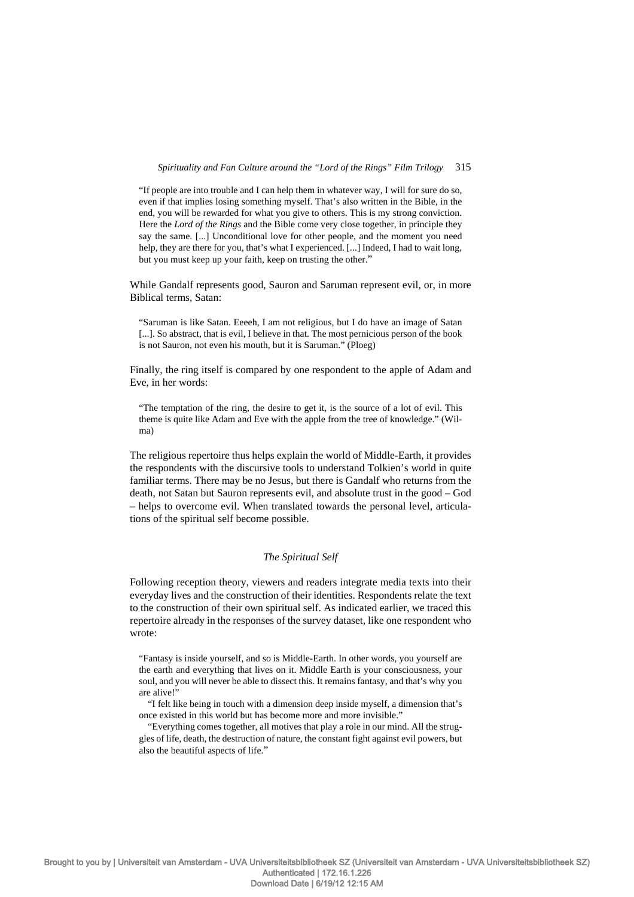> "If people are into trouble and I can help them in whatever way, I will for sure do so, even if that implies losing something myself. That's also written in the Bible, in the end, you will be rewarded for what you give to others. This is my strong conviction. Here the *Lord of the Rings* and the Bible come very close together, in principle they say the same. [...] Unconditional love for other people, and the moment you need help, they are there for you, that's what I experienced. [...] Indeed, I had to wait long, but you must keep up your faith, keep on trusting the other."

While Gandalf represents good, Sauron and Saruman represent evil, or, in more Biblical terms, Satan:

> "Saruman is like Satan. Eeeeh, I am not religious, but I do have an image of Satan [...]. So abstract, that is evil, I believe in that. The most pernicious person of the book is not Sauron, not even his mouth, but it is Saruman." (Ploeg)

Finally, the ring itself is compared by one respondent to the apple of Adam and Eve, in her words:

> "The temptation of the ring, the desire to get it, is the source of a lot of evil. This theme is quite like Adam and Eve with the apple from the tree of knowledge." (Wilma)

The religious repertoire thus helps explain the world of Middle-Earth, it provides the respondents with the discursive tools to understand Tolkien's world in quite familiar terms. There may be no Jesus, but there is Gandalf who returns from the death, not Satan but Sauron represents evil, and absolute trust in the good – God – helps to overcome evil. When translated towards the personal level, articulations of the spiritual self become possible.

### *The Spiritual Self*

Following reception theory, viewers and readers integrate media texts into their everyday lives and the construction of their identities. Respondents relate the text to the construction of their own spiritual self. As indicated earlier, we traced this repertoire already in the responses of the survey dataset, like one respondent who wrote:

> "Fantasy is inside yourself, and so is Middle-Earth. In other words, you yourself are the earth and everything that lives on it. Middle Earth is your consciousness, your soul, and you will never be able to dissect this. It remains fantasy, and that's why you are alive!"
>
> "I felt like being in touch with a dimension deep inside myself, a dimension that's once existed in this world but has become more and more invisible."
>
> "Everything comes together, all motives that play a role in our mind. All the struggles of life, death, the destruction of nature, the constant fight against evil powers, but also the beautiful aspects of life."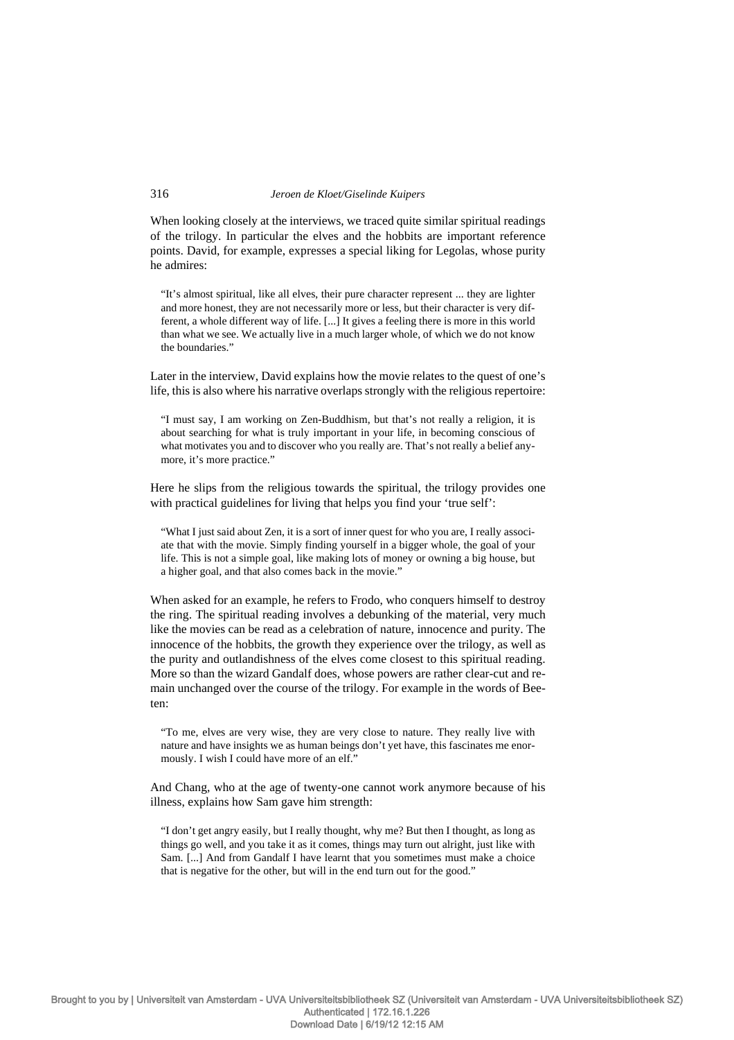When looking closely at the interviews, we traced quite similar spiritual readings of the trilogy. In particular the elves and the hobbits are important reference points. David, for example, expresses a special liking for Legolas, whose purity he admires:

> "It's almost spiritual, like all elves, their pure character represent ... they are lighter and more honest, they are not necessarily more or less, but their character is very different, a whole different way of life. [...] It gives a feeling there is more in this world than what we see. We actually live in a much larger whole, of which we do not know the boundaries."

Later in the interview, David explains how the movie relates to the quest of one's life, this is also where his narrative overlaps strongly with the religious repertoire:

> "I must say, I am working on Zen-Buddhism, but that's not really a religion, it is about searching for what is truly important in your life, in becoming conscious of what motivates you and to discover who you really are. That's not really a belief anymore, it's more practice."

Here he slips from the religious towards the spiritual, the trilogy provides one with practical guidelines for living that helps you find your 'true self':

> "What I just said about Zen, it is a sort of inner quest for who you are, I really associate that with the movie. Simply finding yourself in a bigger whole, the goal of your life. This is not a simple goal, like making lots of money or owning a big house, but a higher goal, and that also comes back in the movie."

When asked for an example, he refers to Frodo, who conquers himself to destroy the ring. The spiritual reading involves a debunking of the material, very much like the movies can be read as a celebration of nature, innocence and purity. The innocence of the hobbits, the growth they experience over the trilogy, as well as the purity and outlandishness of the elves come closest to this spiritual reading. More so than the wizard Gandalf does, whose powers are rather clear-cut and remain unchanged over the course of the trilogy. For example in the words of Beeten:

> "To me, elves are very wise, they are very close to nature. They really live with nature and have insights we as human beings don't yet have, this fascinates me enormously. I wish I could have more of an elf."

And Chang, who at the age of twenty-one cannot work anymore because of his illness, explains how Sam gave him strength:

> "I don't get angry easily, but I really thought, why me? But then I thought, as long as things go well, and you take it as it comes, things may turn out alright, just like with Sam. [...] And from Gandalf I have learnt that you sometimes must make a choice that is negative for the other, but will in the end turn out for the good."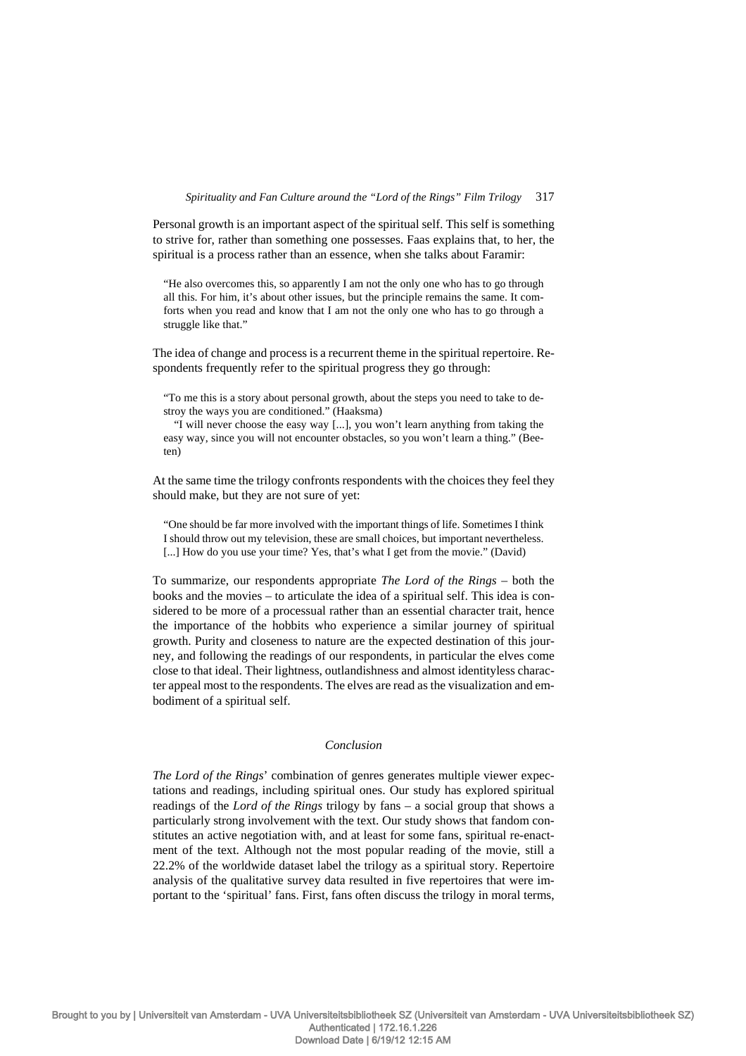Personal growth is an important aspect of the spiritual self. This self is something to strive for, rather than something one possesses. Faas explains that, to her, the spiritual is a process rather than an essence, when she talks about Faramir:

> "He also overcomes this, so apparently I am not the only one who has to go through all this. For him, it's about other issues, but the principle remains the same. It comforts when you read and know that I am not the only one who has to go through a struggle like that."

The idea of change and process is a recurrent theme in the spiritual repertoire. Respondents frequently refer to the spiritual progress they go through:

> "To me this is a story about personal growth, about the steps you need to take to destroy the ways you are conditioned." (Haaksma)
>
> "I will never choose the easy way [...], you won't learn anything from taking the easy way, since you will not encounter obstacles, so you won't learn a thing." (Beeten)

At the same time the trilogy confronts respondents with the choices they feel they should make, but they are not sure of yet:

> "One should be far more involved with the important things of life. Sometimes I think I should throw out my television, these are small choices, but important nevertheless. [...] How do you use your time? Yes, that's what I get from the movie." (David)

To summarize, our respondents appropriate *The Lord of the Rings* – both the books and the movies – to articulate the idea of a spiritual self. This idea is considered to be more of a processual rather than an essential character trait, hence the importance of the hobbits who experience a similar journey of spiritual growth. Purity and closeness to nature are the expected destination of this journey, and following the readings of our respondents, in particular the elves come close to that ideal. Their lightness, outlandishness and almost identityless character appeal most to the respondents. The elves are read as the visualization and embodiment of a spiritual self.

## *Conclusion*

*The Lord of the Rings*' combination of genres generates multiple viewer expectations and readings, including spiritual ones. Our study has explored spiritual readings of the *Lord of the Rings* trilogy by fans – a social group that shows a particularly strong involvement with the text. Our study shows that fandom constitutes an active negotiation with, and at least for some fans, spiritual re-enactment of the text. Although not the most popular reading of the movie, still a 22.2% of the worldwide dataset label the trilogy as a spiritual story. Repertoire analysis of the qualitative survey data resulted in five repertoires that were important to the 'spiritual' fans. First, fans often discuss the trilogy in moral terms,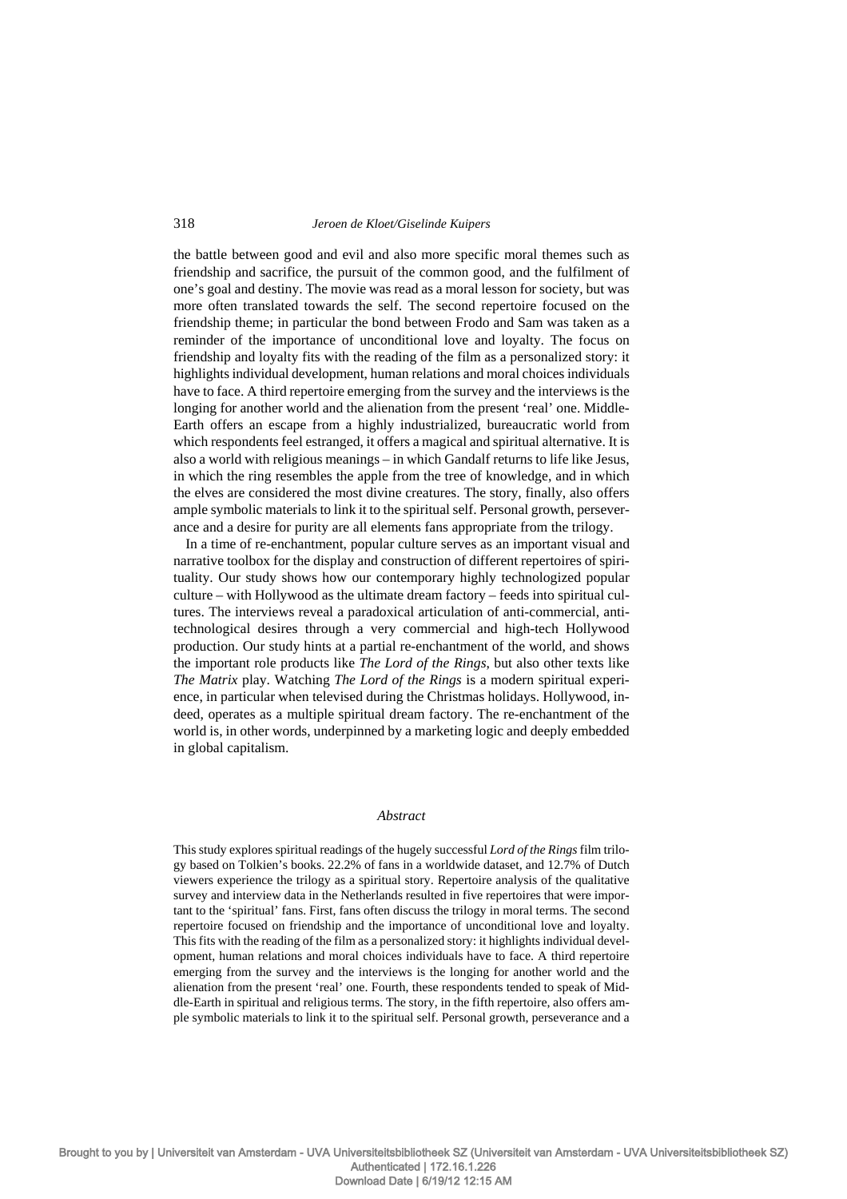the battle between good and evil and also more specific moral themes such as friendship and sacrifice, the pursuit of the common good, and the fulfilment of one's goal and destiny. The movie was read as a moral lesson for society, but was more often translated towards the self. The second repertoire focused on the friendship theme; in particular the bond between Frodo and Sam was taken as a reminder of the importance of unconditional love and loyalty. The focus on friendship and loyalty fits with the reading of the film as a personalized story: it highlights individual development, human relations and moral choices individuals have to face. A third repertoire emerging from the survey and the interviews is the longing for another world and the alienation from the present 'real' one. Middle-Earth offers an escape from a highly industrialized, bureaucratic world from which respondents feel estranged, it offers a magical and spiritual alternative. It is also a world with religious meanings – in which Gandalf returns to life like Jesus, in which the ring resembles the apple from the tree of knowledge, and in which the elves are considered the most divine creatures. The story, finally, also offers ample symbolic materials to link it to the spiritual self. Personal growth, perseverance and a desire for purity are all elements fans appropriate from the trilogy.

In a time of re-enchantment, popular culture serves as an important visual and narrative toolbox for the display and construction of different repertoires of spirituality. Our study shows how our contemporary highly technologized popular culture – with Hollywood as the ultimate dream factory – feeds into spiritual cultures. The interviews reveal a paradoxical articulation of anti-commercial, anti-technological desires through a very commercial and high-tech Hollywood production. Our study hints at a partial re-enchantment of the world, and shows the important role products like *The Lord of the Rings*, but also other texts like *The Matrix* play. Watching *The Lord of the Rings* is a modern spiritual experience, in particular when televised during the Christmas holidays. Hollywood, indeed, operates as a multiple spiritual dream factory. The re-enchantment of the world is, in other words, underpinned by a marketing logic and deeply embedded in global capitalism.

## *Abstract*

This study explores spiritual readings of the hugely successful *Lord of the Rings* film trilogy based on Tolkien's books. 22.2% of fans in a worldwide dataset, and 12.7% of Dutch viewers experience the trilogy as a spiritual story. Repertoire analysis of the qualitative survey and interview data in the Netherlands resulted in five repertoires that were important to the 'spiritual' fans. First, fans often discuss the trilogy in moral terms. The second repertoire focused on friendship and the importance of unconditional love and loyalty. This fits with the reading of the film as a personalized story: it highlights individual development, human relations and moral choices individuals have to face. A third repertoire emerging from the survey and the interviews is the longing for another world and the alienation from the present 'real' one. Fourth, these respondents tended to speak of Middle-Earth in spiritual and religious terms. The story, in the fifth repertoire, also offers ample symbolic materials to link it to the spiritual self. Personal growth, perseverance and a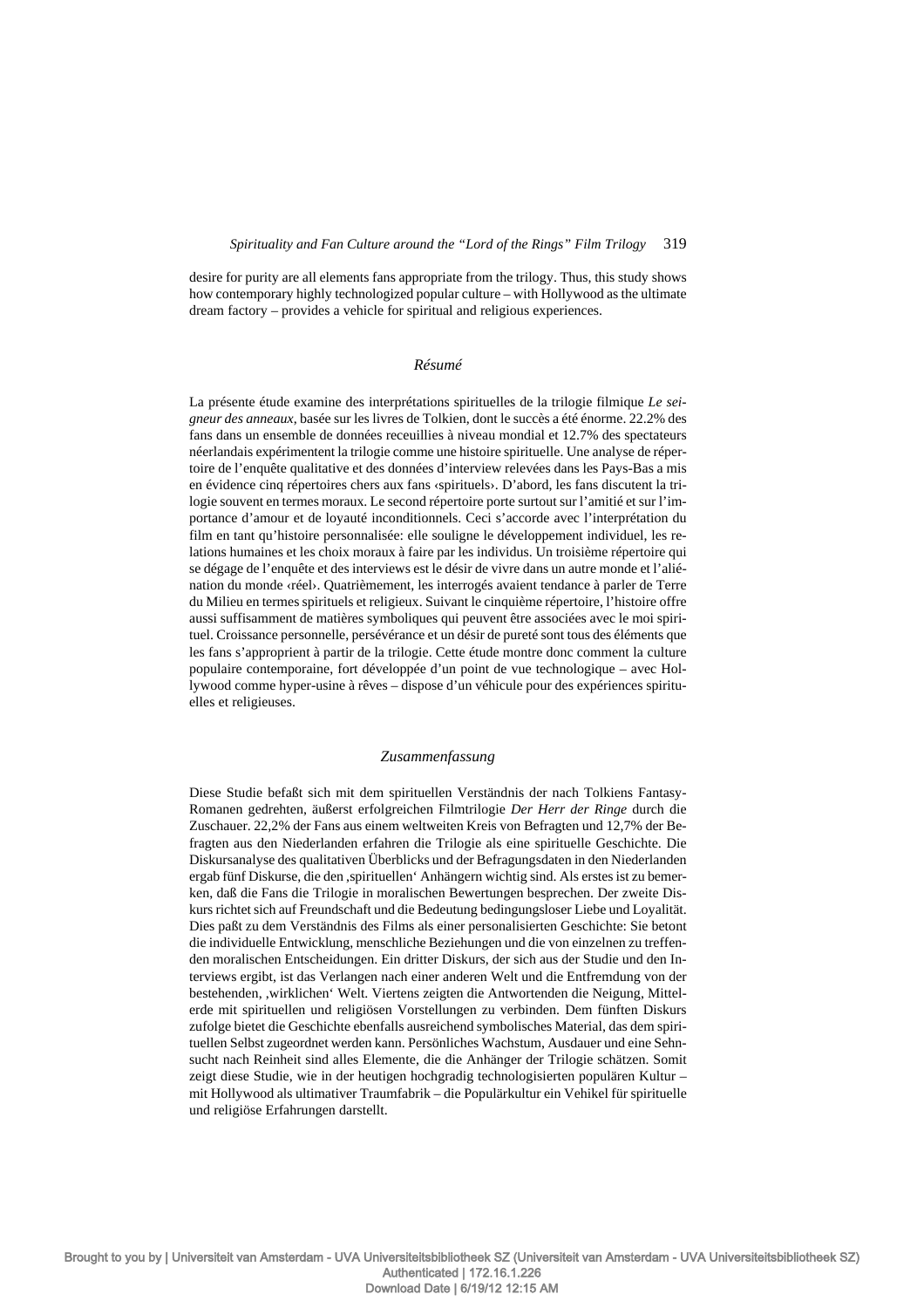desire for purity are all elements fans appropriate from the trilogy. Thus, this study shows how contemporary highly technologized popular culture – with Hollywood as the ultimate dream factory – provides a vehicle for spiritual and religious experiences.

## *Résumé*

La présente étude examine des interprétations spirituelles de la trilogie filmique *Le seigneur des anneaux*, basée sur les livres de Tolkien, dont le succès a été énorme. 22.2% des fans dans un ensemble de données receuillies à niveau mondial et 12.7% des spectateurs néerlandais expérimentent la trilogie comme une histoire spirituelle. Une analyse de répertoire de l'enquête qualitative et des données d'interview relevées dans les Pays-Bas a mis en évidence cinq répertoires chers aux fans ‹spirituels›. D'abord, les fans discutent la trilogie souvent en termes moraux. Le second répertoire porte surtout sur l'amitié et sur l'importance d'amour et de loyauté inconditionnels. Ceci s'accorde avec l'interprétation du film en tant qu'histoire personnalisée: elle souligne le développement individuel, les relations humaines et les choix moraux à faire par les individus. Un troisième répertoire qui se dégage de l'enquête et des interviews est le désir de vivre dans un autre monde et l'aliénation du monde ‹réel›. Quatrièmement, les interrogés avaient tendance à parler de Terre du Milieu en termes spirituels et religieux. Suivant le cinquième répertoire, l'histoire offre aussi suffisamment de matières symboliques qui peuvent être associées avec le moi spirituel. Croissance personnelle, persévérance et un désir de pureté sont tous des éléments que les fans s'approprient à partir de la trilogie. Cette étude montre donc comment la culture populaire contemporaine, fort développée d'un point de vue technologique – avec Hollywood comme hyper-usine à rêves – dispose d'un véhicule pour des expériences spirituelles et religieuses.

## *Zusammenfassung*

Diese Studie befaßt sich mit dem spirituellen Verständnis der nach Tolkiens Fantasy-Romanen gedrehten, äußerst erfolgreichen Filmtrilogie *Der Herr der Ringe* durch die Zuschauer. 22,2% der Fans aus einem weltweiten Kreis von Befragten und 12,7% der Befragten aus den Niederlanden erfahren die Trilogie als eine spirituelle Geschichte. Die Diskursanalyse des qualitativen Überblicks und der Befragungsdaten in den Niederlanden ergab fünf Diskurse, die den ‚spirituellen' Anhängern wichtig sind. Als erstes ist zu bemerken, daß die Fans die Trilogie in moralischen Bewertungen besprechen. Der zweite Diskurs richtet sich auf Freundschaft und die Bedeutung bedingungsloser Liebe und Loyalität. Dies paßt zu dem Verständnis des Films als einer personalisierten Geschichte: Sie betont die individuelle Entwicklung, menschliche Beziehungen und die von einzelnen zu treffenden moralischen Entscheidungen. Ein dritter Diskurs, der sich aus der Studie und den Interviews ergibt, ist das Verlangen nach einer anderen Welt und die Entfremdung von der bestehenden, ‚wirklichen' Welt. Viertens zeigten die Antwortenden die Neigung, Mittelerde mit spirituellen und religiösen Vorstellungen zu verbinden. Dem fünften Diskurs zufolge bietet die Geschichte ebenfalls ausreichend symbolisches Material, das dem spirituellen Selbst zugeordnet werden kann. Persönliches Wachstum, Ausdauer und eine Sehnsucht nach Reinheit sind alles Elemente, die die Anhänger der Trilogie schätzen. Somit zeigt diese Studie, wie in der heutigen hochgradig technologisierten populären Kultur – mit Hollywood als ultimativer Traumfabrik – die Populärkultur ein Vehikel für spirituelle und religiöse Erfahrungen darstellt.